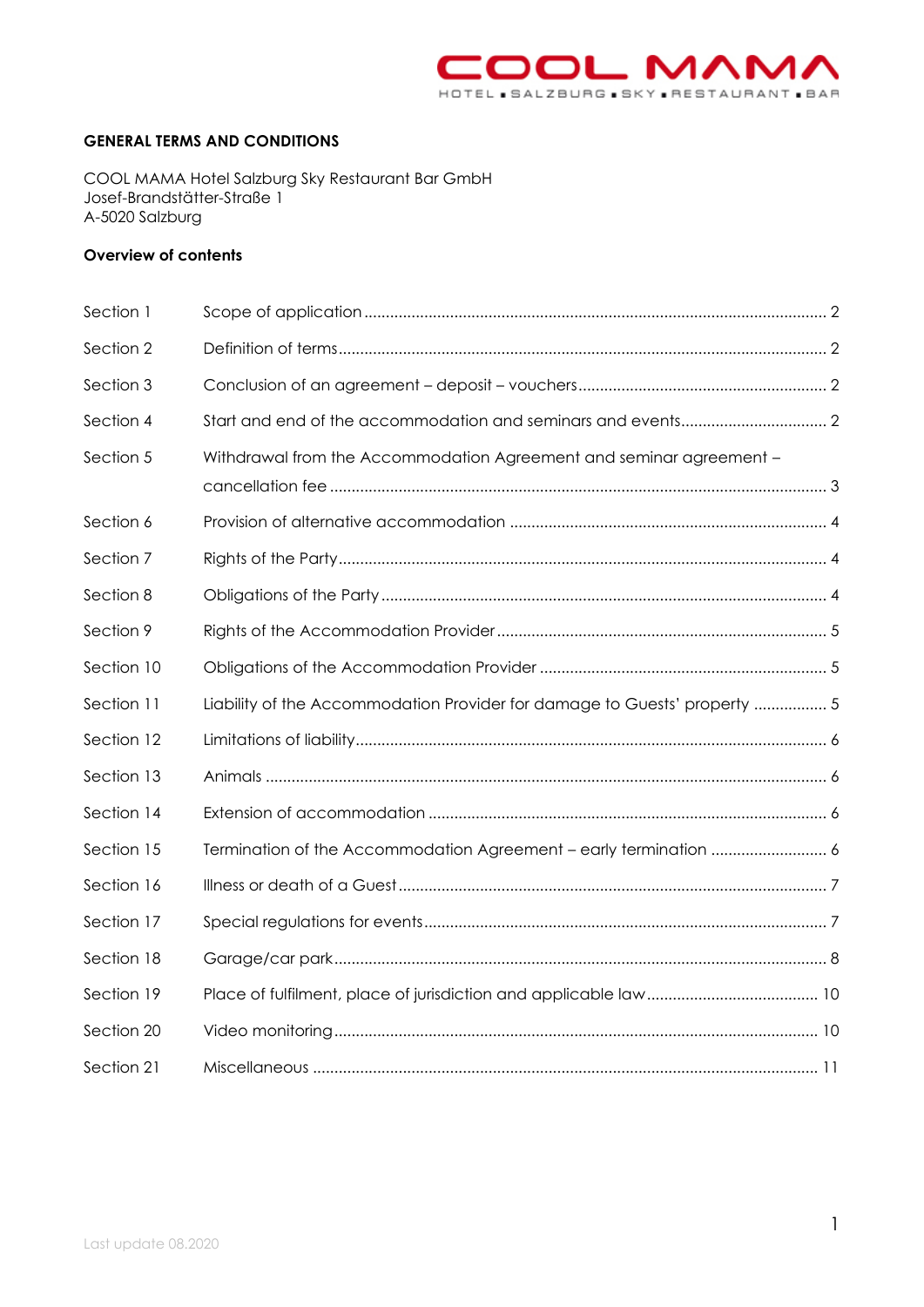COOL MAMA

HOTEL ▪ SALZBURG ▪ SKY ▪ RESTAURANT ▪ BAR

## GENERAL TERMS AND CONDITIONS

COOL MAMA Hotel Salzburg Sky Restaurant Bar GmbH
Josef-Brandstätter-Straße 1
A-5020 Salzburg

### Overview of contents

| | | |
|---|---|---|
| Section 1 | Scope of application | 2 |
| Section 2 | Definition of terms | 2 |
| Section 3 | Conclusion of an agreement – deposit – vouchers | 2 |
| Section 4 | Start and end of the accommodation and seminars and events | 2 |
| Section 5 | Withdrawal from the Accommodation Agreement and seminar agreement – cancellation fee | 3 |
| Section 6 | Provision of alternative accommodation | 4 |
| Section 7 | Rights of the Party | 4 |
| Section 8 | Obligations of the Party | 4 |
| Section 9 | Rights of the Accommodation Provider | 5 |
| Section 10 | Obligations of the Accommodation Provider | 5 |
| Section 11 | Liability of the Accommodation Provider for damage to Guests' property | 5 |
| Section 12 | Limitations of liability | 6 |
| Section 13 | Animals | 6 |
| Section 14 | Extension of accommodation | 6 |
| Section 15 | Termination of the Accommodation Agreement – early termination | 6 |
| Section 16 | Illness or death of a Guest | 7 |
| Section 17 | Special regulations for events | 7 |
| Section 18 | Garage/car park | 8 |
| Section 19 | Place of fulfilment, place of jurisdiction and applicable law | 10 |
| Section 20 | Video monitoring | 10 |
| Section 21 | Miscellaneous | 11 |

Last update 08.2020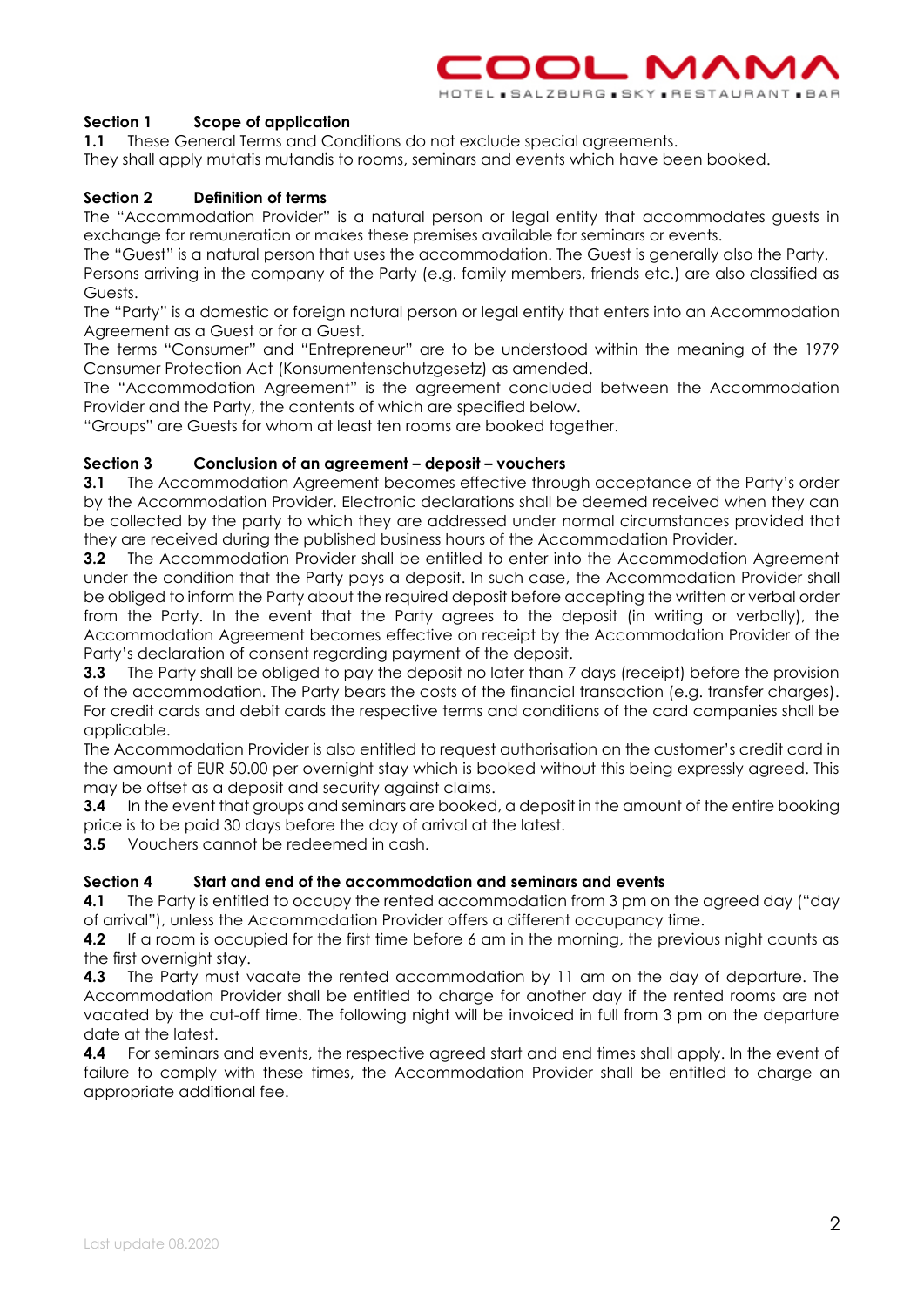## Section 1 Scope of application

**1.1** These General Terms and Conditions do not exclude special agreements.
They shall apply mutatis mutandis to rooms, seminars and events which have been booked.

## Section 2 Definition of terms

The "Accommodation Provider" is a natural person or legal entity that accommodates guests in exchange for remuneration or makes these premises available for seminars or events.
The "Guest" is a natural person that uses the accommodation. The Guest is generally also the Party.
Persons arriving in the company of the Party (e.g. family members, friends etc.) are also classified as Guests.
The "Party" is a domestic or foreign natural person or legal entity that enters into an Accommodation Agreement as a Guest or for a Guest.
The terms "Consumer" and "Entrepreneur" are to be understood within the meaning of the 1979 Consumer Protection Act (Konsumentenschutzgesetz) as amended.
The "Accommodation Agreement" is the agreement concluded between the Accommodation Provider and the Party, the contents of which are specified below.
"Groups" are Guests for whom at least ten rooms are booked together.

## Section 3 Conclusion of an agreement – deposit – vouchers

**3.1** The Accommodation Agreement becomes effective through acceptance of the Party's order by the Accommodation Provider. Electronic declarations shall be deemed received when they can be collected by the party to which they are addressed under normal circumstances provided that they are received during the published business hours of the Accommodation Provider.

**3.2** The Accommodation Provider shall be entitled to enter into the Accommodation Agreement under the condition that the Party pays a deposit. In such case, the Accommodation Provider shall be obliged to inform the Party about the required deposit before accepting the written or verbal order from the Party. In the event that the Party agrees to the deposit (in writing or verbally), the Accommodation Agreement becomes effective on receipt by the Accommodation Provider of the Party's declaration of consent regarding payment of the deposit.

**3.3** The Party shall be obliged to pay the deposit no later than 7 days (receipt) before the provision of the accommodation. The Party bears the costs of the financial transaction (e.g. transfer charges). For credit cards and debit cards the respective terms and conditions of the card companies shall be applicable.
The Accommodation Provider is also entitled to request authorisation on the customer's credit card in the amount of EUR 50.00 per overnight stay which is booked without this being expressly agreed. This may be offset as a deposit and security against claims.

**3.4** In the event that groups and seminars are booked, a deposit in the amount of the entire booking price is to be paid 30 days before the day of arrival at the latest.

**3.5** Vouchers cannot be redeemed in cash.

## Section 4 Start and end of the accommodation and seminars and events

**4.1** The Party is entitled to occupy the rented accommodation from 3 pm on the agreed day ("day of arrival"), unless the Accommodation Provider offers a different occupancy time.

**4.2** If a room is occupied for the first time before 6 am in the morning, the previous night counts as the first overnight stay.

**4.3** The Party must vacate the rented accommodation by 11 am on the day of departure. The Accommodation Provider shall be entitled to charge for another day if the rented rooms are not vacated by the cut-off time. The following night will be invoiced in full from 3 pm on the departure date at the latest.

**4.4** For seminars and events, the respective agreed start and end times shall apply. In the event of failure to comply with these times, the Accommodation Provider shall be entitled to charge an appropriate additional fee.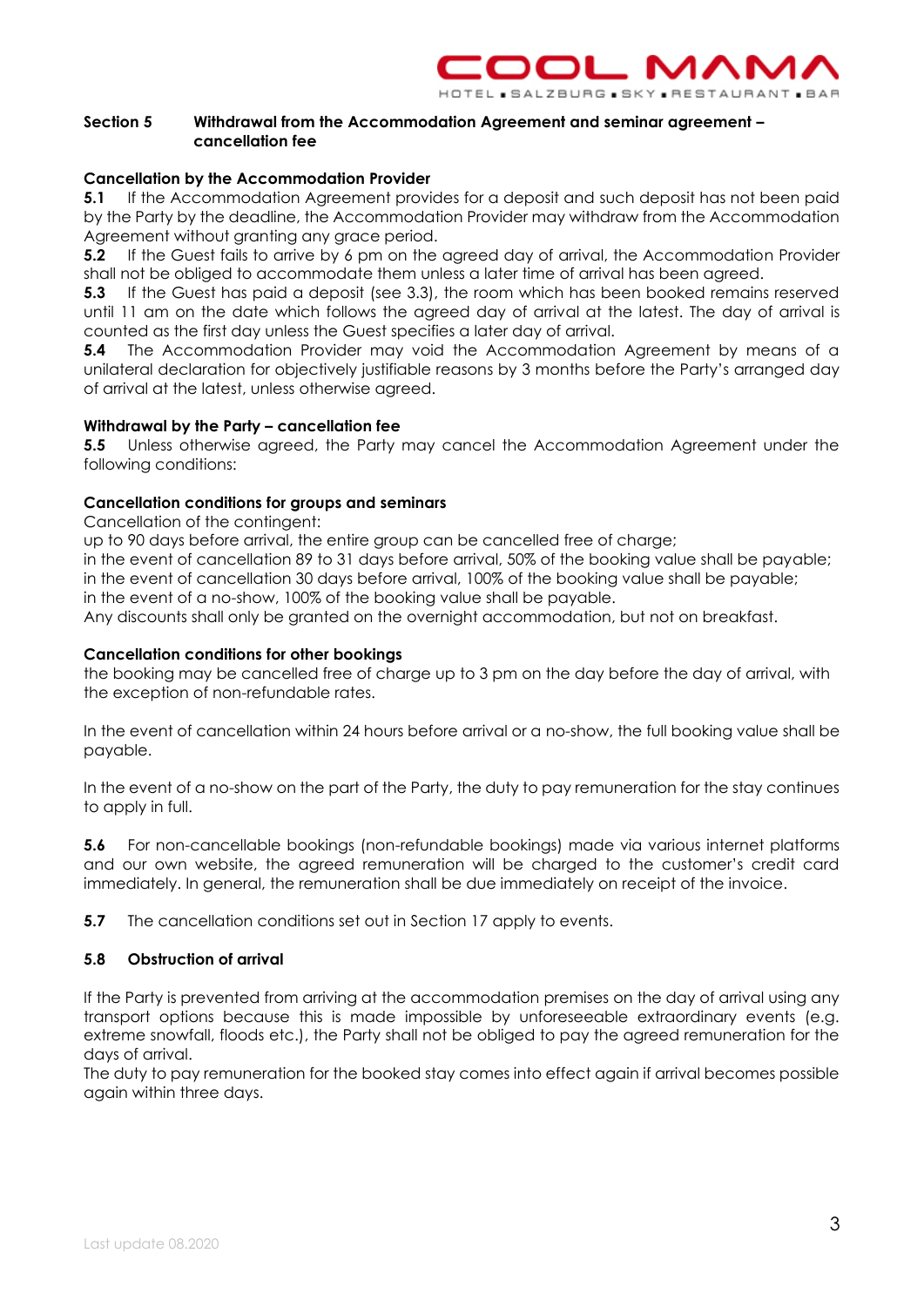## Section 5 Withdrawal from the Accommodation Agreement and seminar agreement – cancellation fee

**Cancellation by the Accommodation Provider**

**5.1** If the Accommodation Agreement provides for a deposit and such deposit has not been paid by the Party by the deadline, the Accommodation Provider may withdraw from the Accommodation Agreement without granting any grace period.

**5.2** If the Guest fails to arrive by 6 pm on the agreed day of arrival, the Accommodation Provider shall not be obliged to accommodate them unless a later time of arrival has been agreed.

**5.3** If the Guest has paid a deposit (see 3.3), the room which has been booked remains reserved until 11 am on the date which follows the agreed day of arrival at the latest. The day of arrival is counted as the first day unless the Guest specifies a later day of arrival.

**5.4** The Accommodation Provider may void the Accommodation Agreement by means of a unilateral declaration for objectively justifiable reasons by 3 months before the Party's arranged day of arrival at the latest, unless otherwise agreed.

**Withdrawal by the Party – cancellation fee**

**5.5** Unless otherwise agreed, the Party may cancel the Accommodation Agreement under the following conditions:

**Cancellation conditions for groups and seminars**

Cancellation of the contingent:
up to 90 days before arrival, the entire group can be cancelled free of charge;
in the event of cancellation 89 to 31 days before arrival, 50% of the booking value shall be payable;
in the event of cancellation 30 days before arrival, 100% of the booking value shall be payable;
in the event of a no-show, 100% of the booking value shall be payable.
Any discounts shall only be granted on the overnight accommodation, but not on breakfast.

**Cancellation conditions for other bookings**

the booking may be cancelled free of charge up to 3 pm on the day before the day of arrival, with the exception of non-refundable rates.

In the event of cancellation within 24 hours before arrival or a no-show, the full booking value shall be payable.

In the event of a no-show on the part of the Party, the duty to pay remuneration for the stay continues to apply in full.

**5.6** For non-cancellable bookings (non-refundable bookings) made via various internet platforms and our own website, the agreed remuneration will be charged to the customer's credit card immediately. In general, the remuneration shall be due immediately on receipt of the invoice.

**5.7** The cancellation conditions set out in Section 17 apply to events.

**5.8 Obstruction of arrival**

If the Party is prevented from arriving at the accommodation premises on the day of arrival using any transport options because this is made impossible by unforeseeable extraordinary events (e.g. extreme snowfall, floods etc.), the Party shall not be obliged to pay the agreed remuneration for the days of arrival.
The duty to pay remuneration for the booked stay comes into effect again if arrival becomes possible again within three days.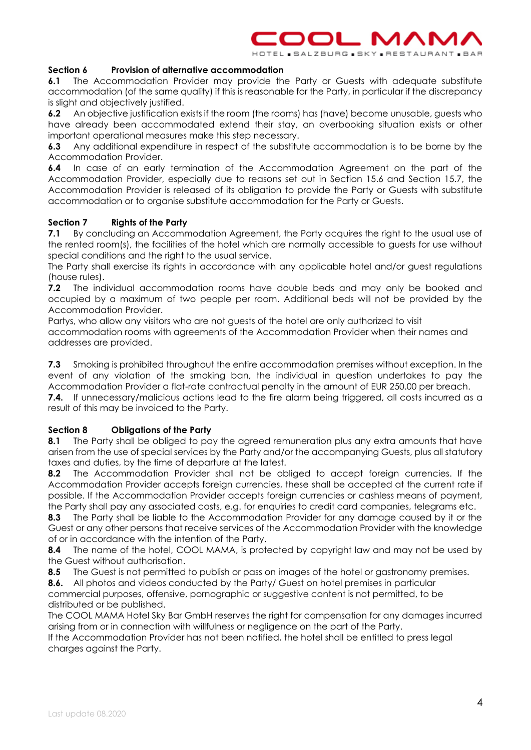### Section 6 Provision of alternative accommodation

**6.1** The Accommodation Provider may provide the Party or Guests with adequate substitute accommodation (of the same quality) if this is reasonable for the Party, in particular if the discrepancy is slight and objectively justified.

**6.2** An objective justification exists if the room (the rooms) has (have) become unusable, guests who have already been accommodated extend their stay, an overbooking situation exists or other important operational measures make this step necessary.

**6.3** Any additional expenditure in respect of the substitute accommodation is to be borne by the Accommodation Provider.

**6.4** In case of an early termination of the Accommodation Agreement on the part of the Accommodation Provider, especially due to reasons set out in Section 15.6 and Section 15.7, the Accommodation Provider is released of its obligation to provide the Party or Guests with substitute accommodation or to organise substitute accommodation for the Party or Guests.

### Section 7 Rights of the Party

**7.1** By concluding an Accommodation Agreement, the Party acquires the right to the usual use of the rented room(s), the facilities of the hotel which are normally accessible to guests for use without special conditions and the right to the usual service.

The Party shall exercise its rights in accordance with any applicable hotel and/or guest regulations (house rules).

**7.2** The individual accommodation rooms have double beds and may only be booked and occupied by a maximum of two people per room. Additional beds will not be provided by the Accommodation Provider.

Partys, who allow any visitors who are not guests of the hotel are only authorized to visit accommodation rooms with agreements of the Accommodation Provider when their names and addresses are provided.

**7.3** Smoking is prohibited throughout the entire accommodation premises without exception. In the event of any violation of the smoking ban, the individual in question undertakes to pay the Accommodation Provider a flat-rate contractual penalty in the amount of EUR 250.00 per breach.

**7.4.** If unnecessary/malicious actions lead to the fire alarm being triggered, all costs incurred as a result of this may be invoiced to the Party.

### Section 8 Obligations of the Party

**8.1** The Party shall be obliged to pay the agreed remuneration plus any extra amounts that have arisen from the use of special services by the Party and/or the accompanying Guests, plus all statutory taxes and duties, by the time of departure at the latest.

**8.2** The Accommodation Provider shall not be obliged to accept foreign currencies. If the Accommodation Provider accepts foreign currencies, these shall be accepted at the current rate if possible. If the Accommodation Provider accepts foreign currencies or cashless means of payment, the Party shall pay any associated costs, e.g. for enquiries to credit card companies, telegrams etc.

**8.3** The Party shall be liable to the Accommodation Provider for any damage caused by it or the Guest or any other persons that receive services of the Accommodation Provider with the knowledge of or in accordance with the intention of the Party.

**8.4** The name of the hotel, COOL MAMA, is protected by copyright law and may not be used by the Guest without authorisation.

**8.5** The Guest is not permitted to publish or pass on images of the hotel or gastronomy premises.

**8.6.** All photos and videos conducted by the Party/ Guest on hotel premises in particular commercial purposes, offensive, pornographic or suggestive content is not permitted, to be distributed or be published.

The COOL MAMA Hotel Sky Bar GmbH reserves the right for compensation for any damages incurred arising from or in connection with willfulness or negligence on the part of the Party.

If the Accommodation Provider has not been notified, the hotel shall be entitled to press legal charges against the Party.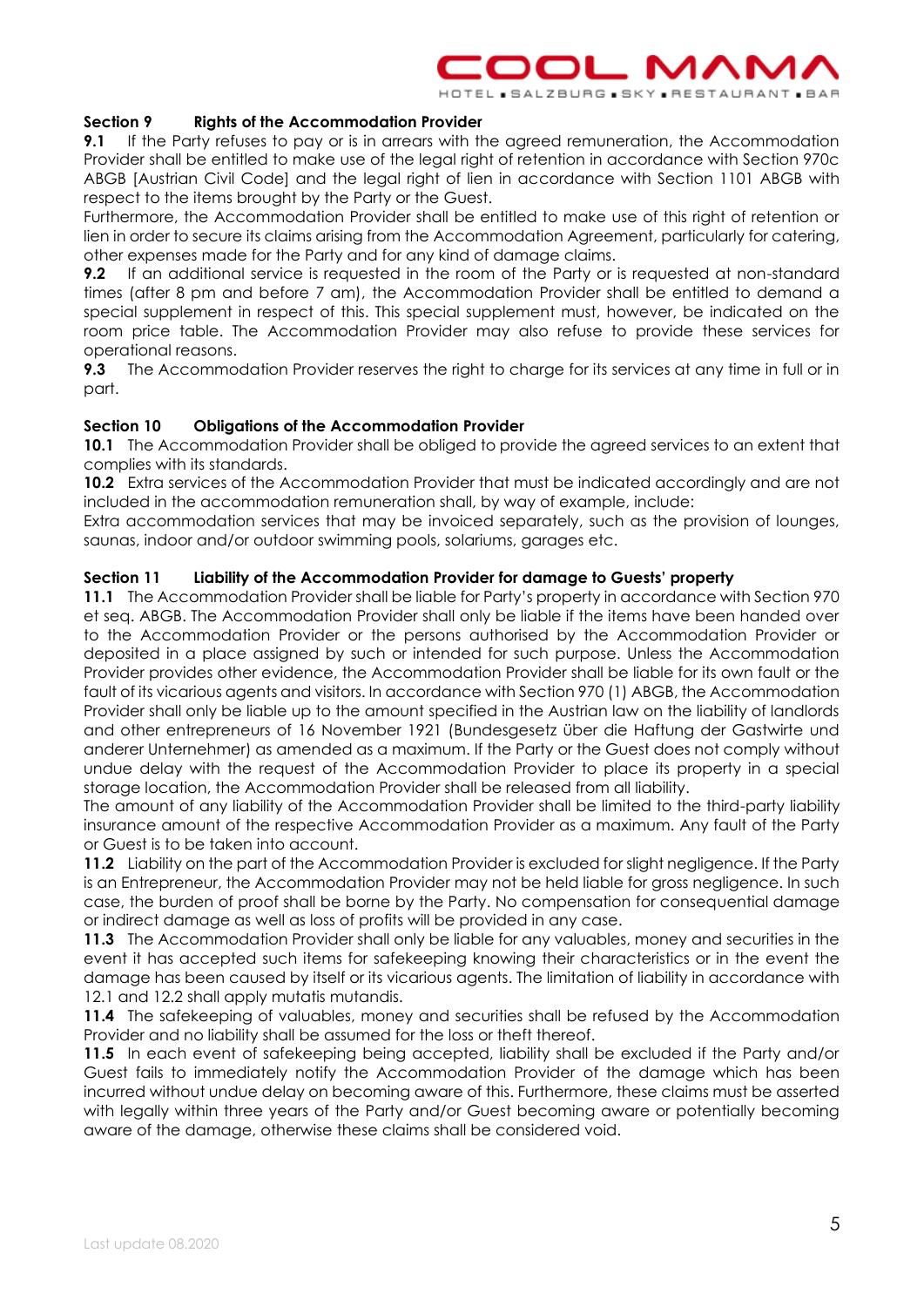**Section 9 Rights of the Accommodation Provider**

**9.1** If the Party refuses to pay or is in arrears with the agreed remuneration, the Accommodation Provider shall be entitled to make use of the legal right of retention in accordance with Section 970c ABGB [Austrian Civil Code] and the legal right of lien in accordance with Section 1101 ABGB with respect to the items brought by the Party or the Guest.

Furthermore, the Accommodation Provider shall be entitled to make use of this right of retention or lien in order to secure its claims arising from the Accommodation Agreement, particularly for catering, other expenses made for the Party and for any kind of damage claims.

**9.2** If an additional service is requested in the room of the Party or is requested at non-standard times (after 8 pm and before 7 am), the Accommodation Provider shall be entitled to demand a special supplement in respect of this. This special supplement must, however, be indicated on the room price table. The Accommodation Provider may also refuse to provide these services for operational reasons.

**9.3** The Accommodation Provider reserves the right to charge for its services at any time in full or in part.

**Section 10 Obligations of the Accommodation Provider**

**10.1** The Accommodation Provider shall be obliged to provide the agreed services to an extent that complies with its standards.

**10.2** Extra services of the Accommodation Provider that must be indicated accordingly and are not included in the accommodation remuneration shall, by way of example, include:

Extra accommodation services that may be invoiced separately, such as the provision of lounges, saunas, indoor and/or outdoor swimming pools, solariums, garages etc.

**Section 11 Liability of the Accommodation Provider for damage to Guests' property**

**11.1** The Accommodation Provider shall be liable for Party's property in accordance with Section 970 et seq. ABGB. The Accommodation Provider shall only be liable if the items have been handed over to the Accommodation Provider or the persons authorised by the Accommodation Provider or deposited in a place assigned by such or intended for such purpose. Unless the Accommodation Provider provides other evidence, the Accommodation Provider shall be liable for its own fault or the fault of its vicarious agents and visitors. In accordance with Section 970 (1) ABGB, the Accommodation Provider shall only be liable up to the amount specified in the Austrian law on the liability of landlords and other entrepreneurs of 16 November 1921 (Bundesgesetz über die Haftung der Gastwirte und anderer Unternehmer) as amended as a maximum. If the Party or the Guest does not comply without undue delay with the request of the Accommodation Provider to place its property in a special storage location, the Accommodation Provider shall be released from all liability.

The amount of any liability of the Accommodation Provider shall be limited to the third-party liability insurance amount of the respective Accommodation Provider as a maximum. Any fault of the Party or Guest is to be taken into account.

**11.2** Liability on the part of the Accommodation Provider is excluded for slight negligence. If the Party is an Entrepreneur, the Accommodation Provider may not be held liable for gross negligence. In such case, the burden of proof shall be borne by the Party. No compensation for consequential damage or indirect damage as well as loss of profits will be provided in any case.

**11.3** The Accommodation Provider shall only be liable for any valuables, money and securities in the event it has accepted such items for safekeeping knowing their characteristics or in the event the damage has been caused by itself or its vicarious agents. The limitation of liability in accordance with 12.1 and 12.2 shall apply mutatis mutandis.

**11.4** The safekeeping of valuables, money and securities shall be refused by the Accommodation Provider and no liability shall be assumed for the loss or theft thereof.

**11.5** In each event of safekeeping being accepted, liability shall be excluded if the Party and/or Guest fails to immediately notify the Accommodation Provider of the damage which has been incurred without undue delay on becoming aware of this. Furthermore, these claims must be asserted with legally within three years of the Party and/or Guest becoming aware or potentially becoming aware of the damage, otherwise these claims shall be considered void.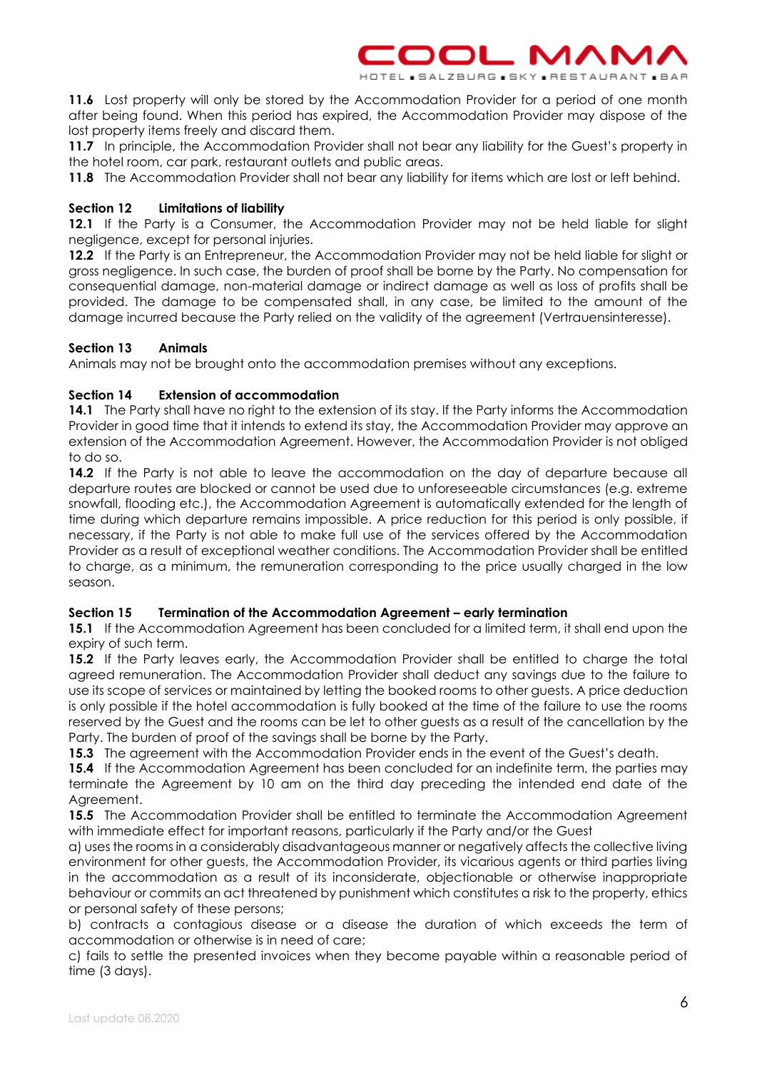**11.6** Lost property will only be stored by the Accommodation Provider for a period of one month after being found. When this period has expired, the Accommodation Provider may dispose of the lost property items freely and discard them.

**11.7** In principle, the Accommodation Provider shall not bear any liability for the Guest's property in the hotel room, car park, restaurant outlets and public areas.

**11.8** The Accommodation Provider shall not bear any liability for items which are lost or left behind.

## Section 12 Limitations of liability

**12.1** If the Party is a Consumer, the Accommodation Provider may not be held liable for slight negligence, except for personal injuries.

**12.2** If the Party is an Entrepreneur, the Accommodation Provider may not be held liable for slight or gross negligence. In such case, the burden of proof shall be borne by the Party. No compensation for consequential damage, non-material damage or indirect damage as well as loss of profits shall be provided. The damage to be compensated shall, in any case, be limited to the amount of the damage incurred because the Party relied on the validity of the agreement (Vertrauensinteresse).

## Section 13 Animals

Animals may not be brought onto the accommodation premises without any exceptions.

## Section 14 Extension of accommodation

**14.1** The Party shall have no right to the extension of its stay. If the Party informs the Accommodation Provider in good time that it intends to extend its stay, the Accommodation Provider may approve an extension of the Accommodation Agreement. However, the Accommodation Provider is not obliged to do so.

**14.2** If the Party is not able to leave the accommodation on the day of departure because all departure routes are blocked or cannot be used due to unforeseeable circumstances (e.g. extreme snowfall, flooding etc.), the Accommodation Agreement is automatically extended for the length of time during which departure remains impossible. A price reduction for this period is only possible, if necessary, if the Party is not able to make full use of the services offered by the Accommodation Provider as a result of exceptional weather conditions. The Accommodation Provider shall be entitled to charge, as a minimum, the remuneration corresponding to the price usually charged in the low season.

## Section 15 Termination of the Accommodation Agreement – early termination

**15.1** If the Accommodation Agreement has been concluded for a limited term, it shall end upon the expiry of such term.

**15.2** If the Party leaves early, the Accommodation Provider shall be entitled to charge the total agreed remuneration. The Accommodation Provider shall deduct any savings due to the failure to use its scope of services or maintained by letting the booked rooms to other guests. A price deduction is only possible if the hotel accommodation is fully booked at the time of the failure to use the rooms reserved by the Guest and the rooms can be let to other guests as a result of the cancellation by the Party. The burden of proof of the savings shall be borne by the Party.

**15.3** The agreement with the Accommodation Provider ends in the event of the Guest's death.

**15.4** If the Accommodation Agreement has been concluded for an indefinite term, the parties may terminate the Agreement by 10 am on the third day preceding the intended end date of the Agreement.

**15.5** The Accommodation Provider shall be entitled to terminate the Accommodation Agreement with immediate effect for important reasons, particularly if the Party and/or the Guest

a) uses the rooms in a considerably disadvantageous manner or negatively affects the collective living environment for other guests, the Accommodation Provider, its vicarious agents or third parties living in the accommodation as a result of its inconsiderate, objectionable or otherwise inappropriate behaviour or commits an act threatened by punishment which constitutes a risk to the property, ethics or personal safety of these persons;

b) contracts a contagious disease or a disease the duration of which exceeds the term of accommodation or otherwise is in need of care;

c) fails to settle the presented invoices when they become payable within a reasonable period of time (3 days).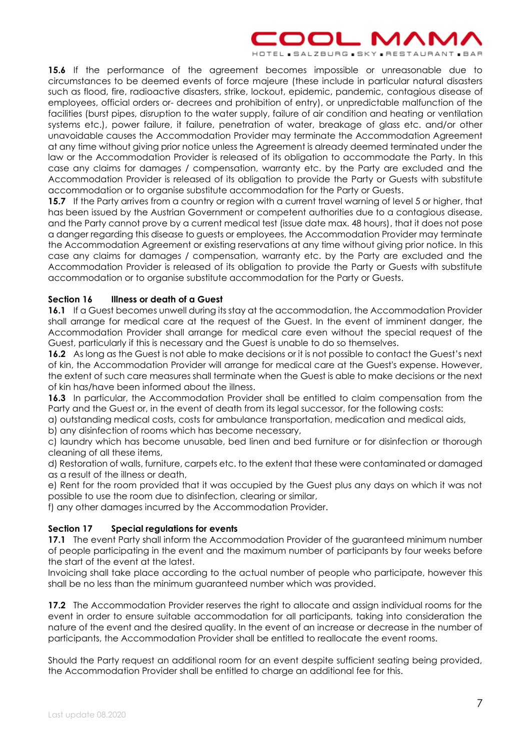**15.6** If the performance of the agreement becomes impossible or unreasonable due to circumstances to be deemed events of force majeure (these include in particular natural disasters such as flood, fire, radioactive disasters, strike, lockout, epidemic, pandemic, contagious disease of employees, official orders or- decrees and prohibition of entry), or unpredictable malfunction of the facilities (burst pipes, disruption to the water supply, failure of air condition and heating or ventilation systems etc.), power failure, it failure, penetration of water, breakage of glass etc. and/or other unavoidable causes the Accommodation Provider may terminate the Accommodation Agreement at any time without giving prior notice unless the Agreement is already deemed terminated under the law or the Accommodation Provider is released of its obligation to accommodate the Party. In this case any claims for damages / compensation, warranty etc. by the Party are excluded and the Accommodation Provider is released of its obligation to provide the Party or Guests with substitute accommodation or to organise substitute accommodation for the Party or Guests.

**15.7** If the Party arrives from a country or region with a current travel warning of level 5 or higher, that has been issued by the Austrian Government or competent authorities due to a contagious disease, and the Party cannot prove by a current medical test (issue date max. 48 hours), that it does not pose a danger regarding this disease to guests or employees, the Accommodation Provider may terminate the Accommodation Agreement or existing reservations at any time without giving prior notice. In this case any claims for damages / compensation, warranty etc. by the Party are excluded and the Accommodation Provider is released of its obligation to provide the Party or Guests with substitute accommodation or to organise substitute accommodation for the Party or Guests.

## Section 16 Illness or death of a Guest

**16.1** If a Guest becomes unwell during its stay at the accommodation, the Accommodation Provider shall arrange for medical care at the request of the Guest. In the event of imminent danger, the Accommodation Provider shall arrange for medical care even without the special request of the Guest, particularly if this is necessary and the Guest is unable to do so themselves.

**16.2** As long as the Guest is not able to make decisions or it is not possible to contact the Guest's next of kin, the Accommodation Provider will arrange for medical care at the Guest's expense. However, the extent of such care measures shall terminate when the Guest is able to make decisions or the next of kin has/have been informed about the illness.

**16.3** In particular, the Accommodation Provider shall be entitled to claim compensation from the Party and the Guest or, in the event of death from its legal successor, for the following costs:

a) outstanding medical costs, costs for ambulance transportation, medication and medical aids,

b) any disinfection of rooms which has become necessary,

c) laundry which has become unusable, bed linen and bed furniture or for disinfection or thorough cleaning of all these items,

d) Restoration of walls, furniture, carpets etc. to the extent that these were contaminated or damaged as a result of the illness or death,

e) Rent for the room provided that it was occupied by the Guest plus any days on which it was not possible to use the room due to disinfection, clearing or similar,

f) any other damages incurred by the Accommodation Provider.

## Section 17 Special regulations for events

**17.1** The event Party shall inform the Accommodation Provider of the guaranteed minimum number of people participating in the event and the maximum number of participants by four weeks before the start of the event at the latest.

Invoicing shall take place according to the actual number of people who participate, however this shall be no less than the minimum guaranteed number which was provided.

**17.2** The Accommodation Provider reserves the right to allocate and assign individual rooms for the event in order to ensure suitable accommodation for all participants, taking into consideration the nature of the event and the desired quality. In the event of an increase or decrease in the number of participants, the Accommodation Provider shall be entitled to reallocate the event rooms.

Should the Party request an additional room for an event despite sufficient seating being provided, the Accommodation Provider shall be entitled to charge an additional fee for this.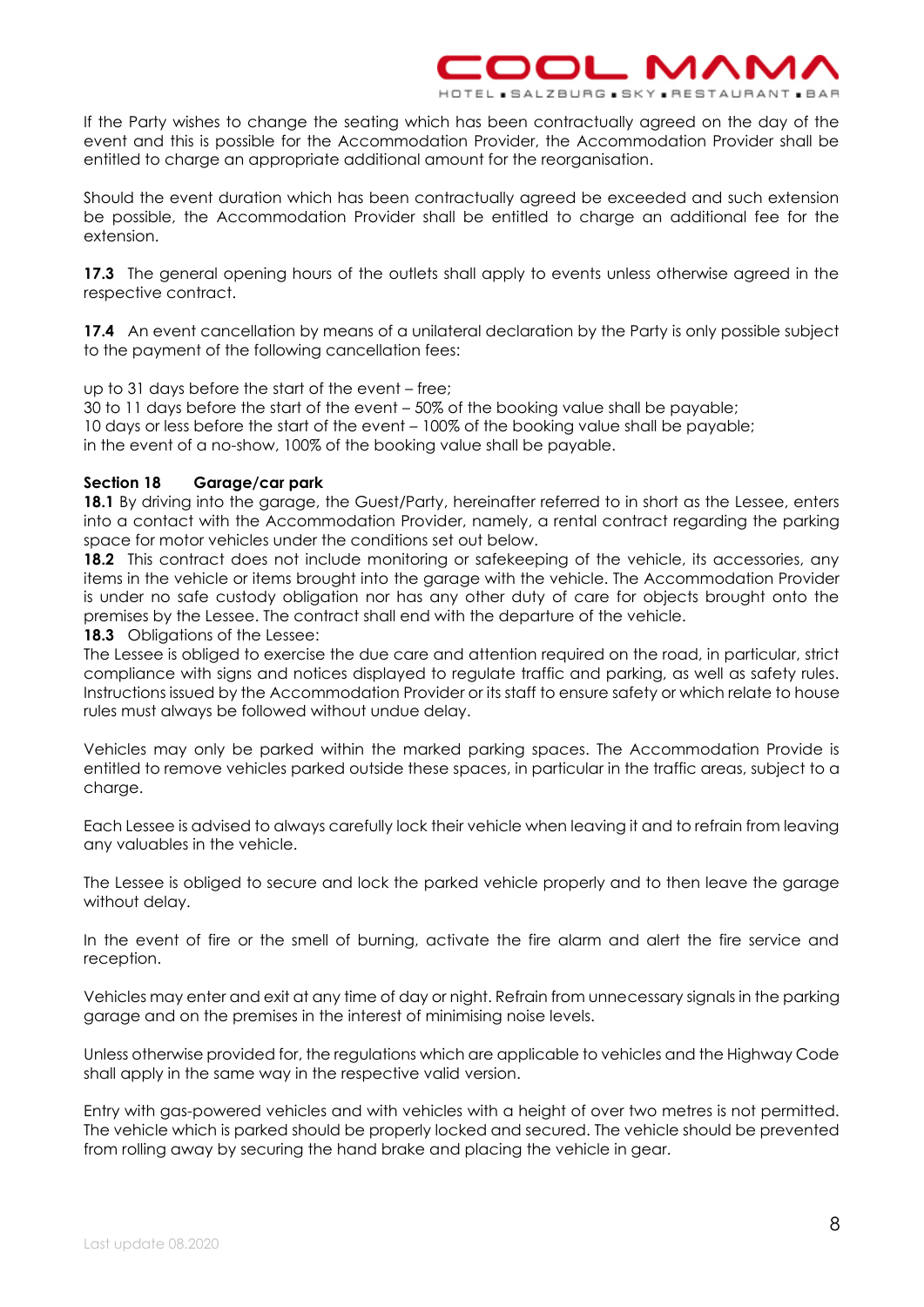If the Party wishes to change the seating which has been contractually agreed on the day of the event and this is possible for the Accommodation Provider, the Accommodation Provider shall be entitled to charge an appropriate additional amount for the reorganisation.

Should the event duration which has been contractually agreed be exceeded and such extension be possible, the Accommodation Provider shall be entitled to charge an additional fee for the extension.

**17.3** The general opening hours of the outlets shall apply to events unless otherwise agreed in the respective contract.

**17.4** An event cancellation by means of a unilateral declaration by the Party is only possible subject to the payment of the following cancellation fees:

up to 31 days before the start of the event – free;
30 to 11 days before the start of the event – 50% of the booking value shall be payable;
10 days or less before the start of the event – 100% of the booking value shall be payable;
in the event of a no-show, 100% of the booking value shall be payable.

**Section 18 Garage/car park**

**18.1** By driving into the garage, the Guest/Party, hereinafter referred to in short as the Lessee, enters into a contact with the Accommodation Provider, namely, a rental contract regarding the parking space for motor vehicles under the conditions set out below.

**18.2** This contract does not include monitoring or safekeeping of the vehicle, its accessories, any items in the vehicle or items brought into the garage with the vehicle. The Accommodation Provider is under no safe custody obligation nor has any other duty of care for objects brought onto the premises by the Lessee. The contract shall end with the departure of the vehicle.

**18.3** Obligations of the Lessee:

The Lessee is obliged to exercise the due care and attention required on the road, in particular, strict compliance with signs and notices displayed to regulate traffic and parking, as well as safety rules. Instructions issued by the Accommodation Provider or its staff to ensure safety or which relate to house rules must always be followed without undue delay.

Vehicles may only be parked within the marked parking spaces. The Accommodation Provide is entitled to remove vehicles parked outside these spaces, in particular in the traffic areas, subject to a charge.

Each Lessee is advised to always carefully lock their vehicle when leaving it and to refrain from leaving any valuables in the vehicle.

The Lessee is obliged to secure and lock the parked vehicle properly and to then leave the garage without delay.

In the event of fire or the smell of burning, activate the fire alarm and alert the fire service and reception.

Vehicles may enter and exit at any time of day or night. Refrain from unnecessary signals in the parking garage and on the premises in the interest of minimising noise levels.

Unless otherwise provided for, the regulations which are applicable to vehicles and the Highway Code shall apply in the same way in the respective valid version.

Entry with gas-powered vehicles and with vehicles with a height of over two metres is not permitted. The vehicle which is parked should be properly locked and secured. The vehicle should be prevented from rolling away by securing the hand brake and placing the vehicle in gear.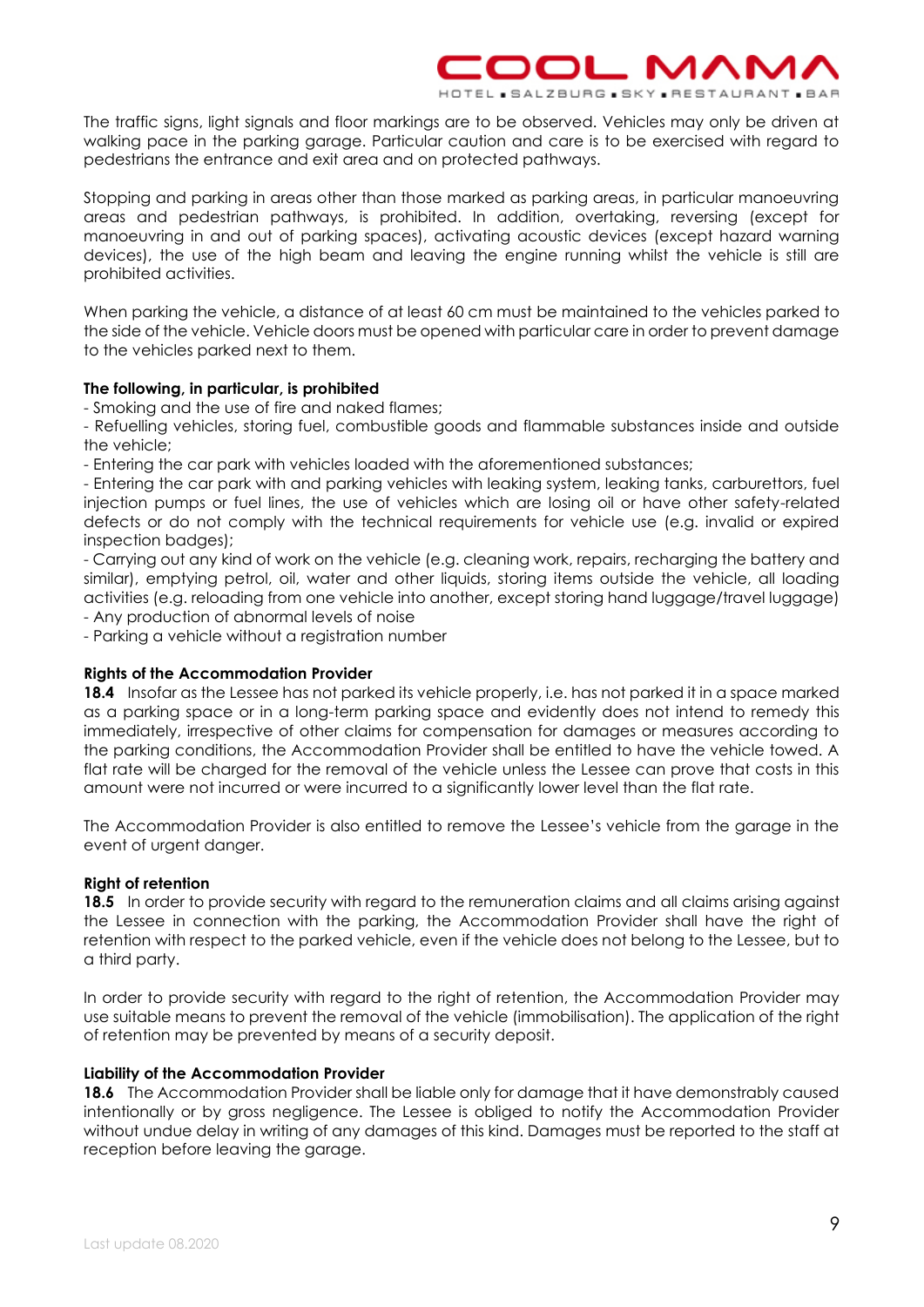The traffic signs, light signals and floor markings are to be observed. Vehicles may only be driven at walking pace in the parking garage. Particular caution and care is to be exercised with regard to pedestrians the entrance and exit area and on protected pathways.

Stopping and parking in areas other than those marked as parking areas, in particular manoeuvring areas and pedestrian pathways, is prohibited. In addition, overtaking, reversing (except for manoeuvring in and out of parking spaces), activating acoustic devices (except hazard warning devices), the use of the high beam and leaving the engine running whilst the vehicle is still are prohibited activities.

When parking the vehicle, a distance of at least 60 cm must be maintained to the vehicles parked to the side of the vehicle. Vehicle doors must be opened with particular care in order to prevent damage to the vehicles parked next to them.

**The following, in particular, is prohibited**

- Smoking and the use of fire and naked flames;
- Refuelling vehicles, storing fuel, combustible goods and flammable substances inside and outside the vehicle;
- Entering the car park with vehicles loaded with the aforementioned substances;
- Entering the car park with and parking vehicles with leaking system, leaking tanks, carburettors, fuel injection pumps or fuel lines, the use of vehicles which are losing oil or have other safety-related defects or do not comply with the technical requirements for vehicle use (e.g. invalid or expired inspection badges);
- Carrying out any kind of work on the vehicle (e.g. cleaning work, repairs, recharging the battery and similar), emptying petrol, oil, water and other liquids, storing items outside the vehicle, all loading activities (e.g. reloading from one vehicle into another, except storing hand luggage/travel luggage)
- Any production of abnormal levels of noise
- Parking a vehicle without a registration number

**Rights of the Accommodation Provider**

**18.4** Insofar as the Lessee has not parked its vehicle properly, i.e. has not parked it in a space marked as a parking space or in a long-term parking space and evidently does not intend to remedy this immediately, irrespective of other claims for compensation for damages or measures according to the parking conditions, the Accommodation Provider shall be entitled to have the vehicle towed. A flat rate will be charged for the removal of the vehicle unless the Lessee can prove that costs in this amount were not incurred or were incurred to a significantly lower level than the flat rate.

The Accommodation Provider is also entitled to remove the Lessee's vehicle from the garage in the event of urgent danger.

**Right of retention**

**18.5** In order to provide security with regard to the remuneration claims and all claims arising against the Lessee in connection with the parking, the Accommodation Provider shall have the right of retention with respect to the parked vehicle, even if the vehicle does not belong to the Lessee, but to a third party.

In order to provide security with regard to the right of retention, the Accommodation Provider may use suitable means to prevent the removal of the vehicle (immobilisation). The application of the right of retention may be prevented by means of a security deposit.

**Liability of the Accommodation Provider**

**18.6** The Accommodation Provider shall be liable only for damage that it have demonstrably caused intentionally or by gross negligence. The Lessee is obliged to notify the Accommodation Provider without undue delay in writing of any damages of this kind. Damages must be reported to the staff at reception before leaving the garage.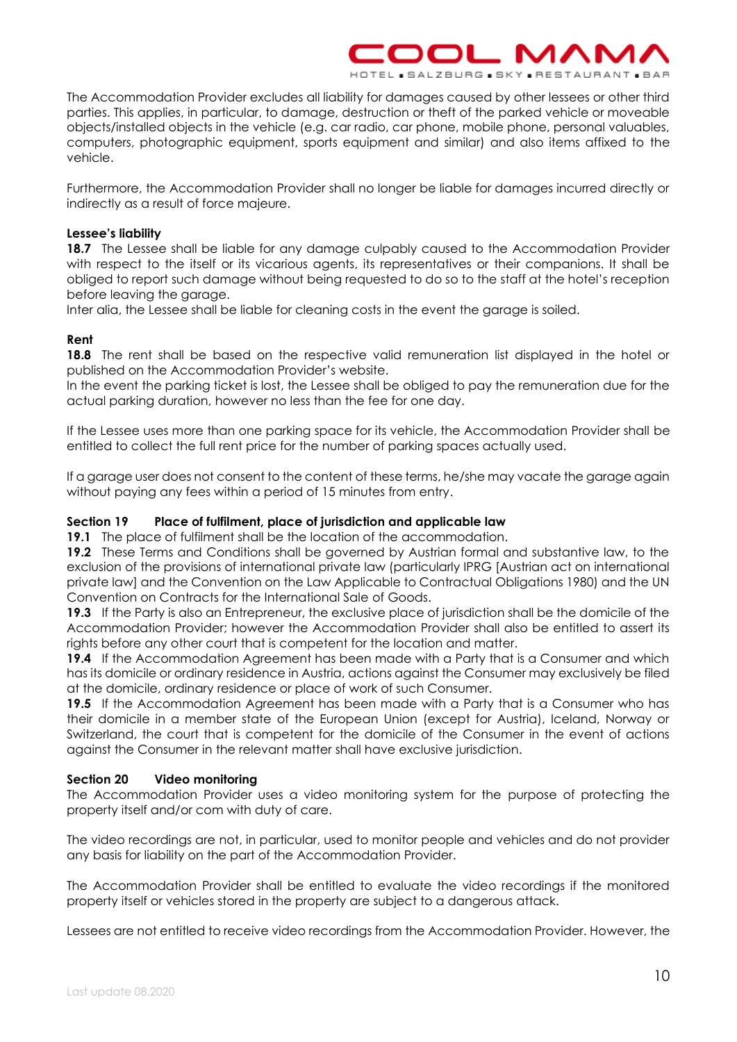The Accommodation Provider excludes all liability for damages caused by other lessees or other third parties. This applies, in particular, to damage, destruction or theft of the parked vehicle or moveable objects/installed objects in the vehicle (e.g. car radio, car phone, mobile phone, personal valuables, computers, photographic equipment, sports equipment and similar) and also items affixed to the vehicle.

Furthermore, the Accommodation Provider shall no longer be liable for damages incurred directly or indirectly as a result of force majeure.

**Lessee's liability**

**18.7** The Lessee shall be liable for any damage culpably caused to the Accommodation Provider with respect to the itself or its vicarious agents, its representatives or their companions. It shall be obliged to report such damage without being requested to do so to the staff at the hotel's reception before leaving the garage.
Inter alia, the Lessee shall be liable for cleaning costs in the event the garage is soiled.

**Rent**

**18.8** The rent shall be based on the respective valid remuneration list displayed in the hotel or published on the Accommodation Provider's website.
In the event the parking ticket is lost, the Lessee shall be obliged to pay the remuneration due for the actual parking duration, however no less than the fee for one day.

If the Lessee uses more than one parking space for its vehicle, the Accommodation Provider shall be entitled to collect the full rent price for the number of parking spaces actually used.

If a garage user does not consent to the content of these terms, he/she may vacate the garage again without paying any fees within a period of 15 minutes from entry.

## Section 19 Place of fulfilment, place of jurisdiction and applicable law

**19.1** The place of fulfilment shall be the location of the accommodation.
**19.2** These Terms and Conditions shall be governed by Austrian formal and substantive law, to the exclusion of the provisions of international private law (particularly IPRG [Austrian act on international private law] and the Convention on the Law Applicable to Contractual Obligations 1980) and the UN Convention on Contracts for the International Sale of Goods.
**19.3** If the Party is also an Entrepreneur, the exclusive place of jurisdiction shall be the domicile of the Accommodation Provider; however the Accommodation Provider shall also be entitled to assert its rights before any other court that is competent for the location and matter.
**19.4** If the Accommodation Agreement has been made with a Party that is a Consumer and which has its domicile or ordinary residence in Austria, actions against the Consumer may exclusively be filed at the domicile, ordinary residence or place of work of such Consumer.
**19.5** If the Accommodation Agreement has been made with a Party that is a Consumer who has their domicile in a member state of the European Union (except for Austria), Iceland, Norway or Switzerland, the court that is competent for the domicile of the Consumer in the event of actions against the Consumer in the relevant matter shall have exclusive jurisdiction.

## Section 20 Video monitoring

The Accommodation Provider uses a video monitoring system for the purpose of protecting the property itself and/or com with duty of care.

The video recordings are not, in particular, used to monitor people and vehicles and do not provider any basis for liability on the part of the Accommodation Provider.

The Accommodation Provider shall be entitled to evaluate the video recordings if the monitored property itself or vehicles stored in the property are subject to a dangerous attack.

Lessees are not entitled to receive video recordings from the Accommodation Provider. However, the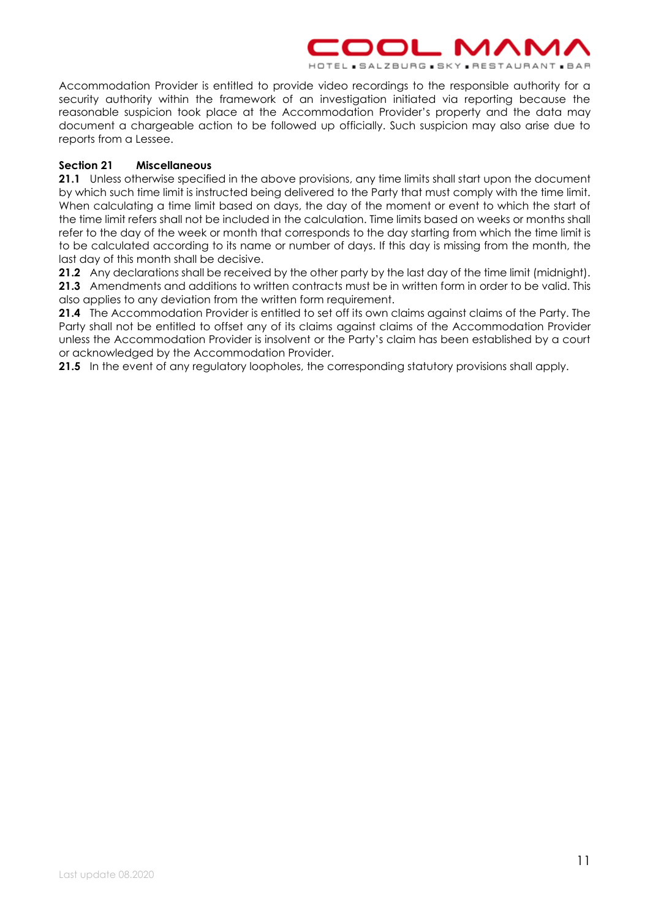Accommodation Provider is entitled to provide video recordings to the responsible authority for a security authority within the framework of an investigation initiated via reporting because the reasonable suspicion took place at the Accommodation Provider's property and the data may document a chargeable action to be followed up officially. Such suspicion may also arise due to reports from a Lessee.

**Section 21 Miscellaneous**

**21.1** Unless otherwise specified in the above provisions, any time limits shall start upon the document by which such time limit is instructed being delivered to the Party that must comply with the time limit. When calculating a time limit based on days, the day of the moment or event to which the start of the time limit refers shall not be included in the calculation. Time limits based on weeks or months shall refer to the day of the week or month that corresponds to the day starting from which the time limit is to be calculated according to its name or number of days. If this day is missing from the month, the last day of this month shall be decisive.

**21.2** Any declarations shall be received by the other party by the last day of the time limit (midnight).

**21.3** Amendments and additions to written contracts must be in written form in order to be valid. This also applies to any deviation from the written form requirement.

**21.4** The Accommodation Provider is entitled to set off its own claims against claims of the Party. The Party shall not be entitled to offset any of its claims against claims of the Accommodation Provider unless the Accommodation Provider is insolvent or the Party's claim has been established by a court or acknowledged by the Accommodation Provider.

**21.5** In the event of any regulatory loopholes, the corresponding statutory provisions shall apply.